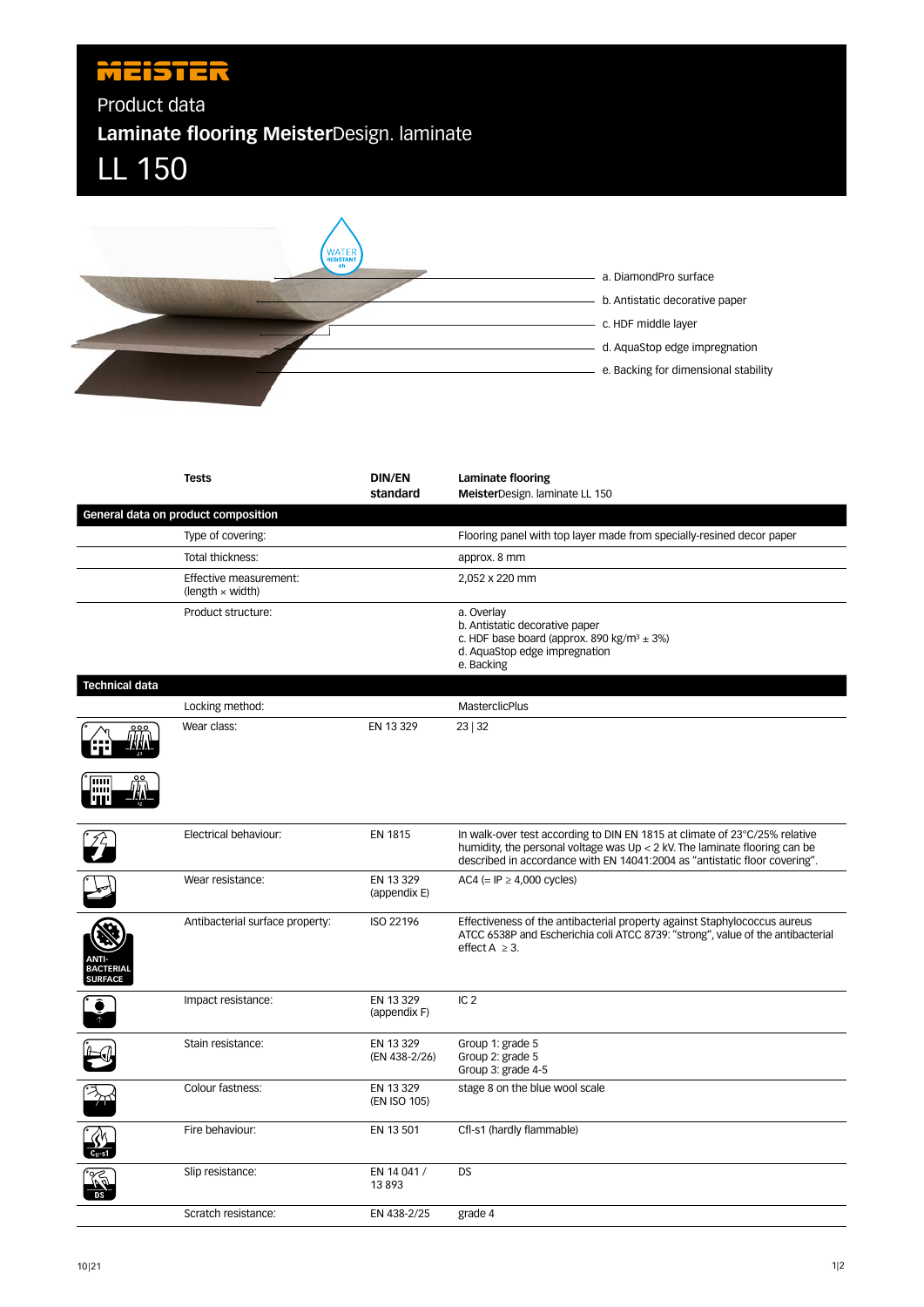MEISTER

Product data

# Laminate flooring MeisterDesign. laminate

# LL 150

WATER RESISTANT

a. DiamondPro surface

b. Antistatic decorative paper

c. HDF middle layer

d. AquaStop edge impregnation

e. Backing for dimensional stability

| Tests | DIN/EN standard | Laminate flooring **Meister**Design. laminate LL 150 |
|---|---|---|
| **General data on product composition** | | |
| Type of covering: | | Flooring panel with top layer made from specially-resined decor paper |
| Total thickness: | | approx. 8 mm |
| Effective measurement: (length × width) | | 2,052 x 220 mm |
| Product structure: | | a. Overlay<br>b. Antistatic decorative paper<br>c. HDF base board (approx. 890 kg/m³ ± 3%)<br>d. AquaStop edge impregnation<br>e. Backing |
| **Technical data** | | |
| Locking method: | | MasterclicPlus |
| Wear class: | EN 13 329 | 23 \| 32 |
| Electrical behaviour: | EN 1815 | In walk-over test according to DIN EN 1815 at climate of 23°C/25% relative humidity, the personal voltage was Up < 2 kV. The laminate flooring can be described in accordance with EN 14041:2004 as "antistatic floor covering". |
| Wear resistance: | EN 13 329 (appendix E) | AC4 (= IP ≥ 4,000 cycles) |
| Antibacterial surface property: | ISO 22196 | Effectiveness of the antibacterial property against Staphylococcus aureus ATCC 6538P and Escherichia coli ATCC 8739: "strong", value of the antibacterial effect A ≥ 3. |
| Impact resistance: | EN 13 329 (appendix F) | IC 2 |
| Stain resistance: | EN 13 329 (EN 438-2/26) | Group 1: grade 5<br>Group 2: grade 5<br>Group 3: grade 4-5 |
| Colour fastness: | EN 13 329 (EN ISO 105) | stage 8 on the blue wool scale |
| Fire behaviour: | EN 13 501 | Cfl-s1 (hardly flammable) |
| Slip resistance: | EN 14 041 / 13 893 | DS |
| Scratch resistance: | EN 438-2/25 | grade 4 |

10|21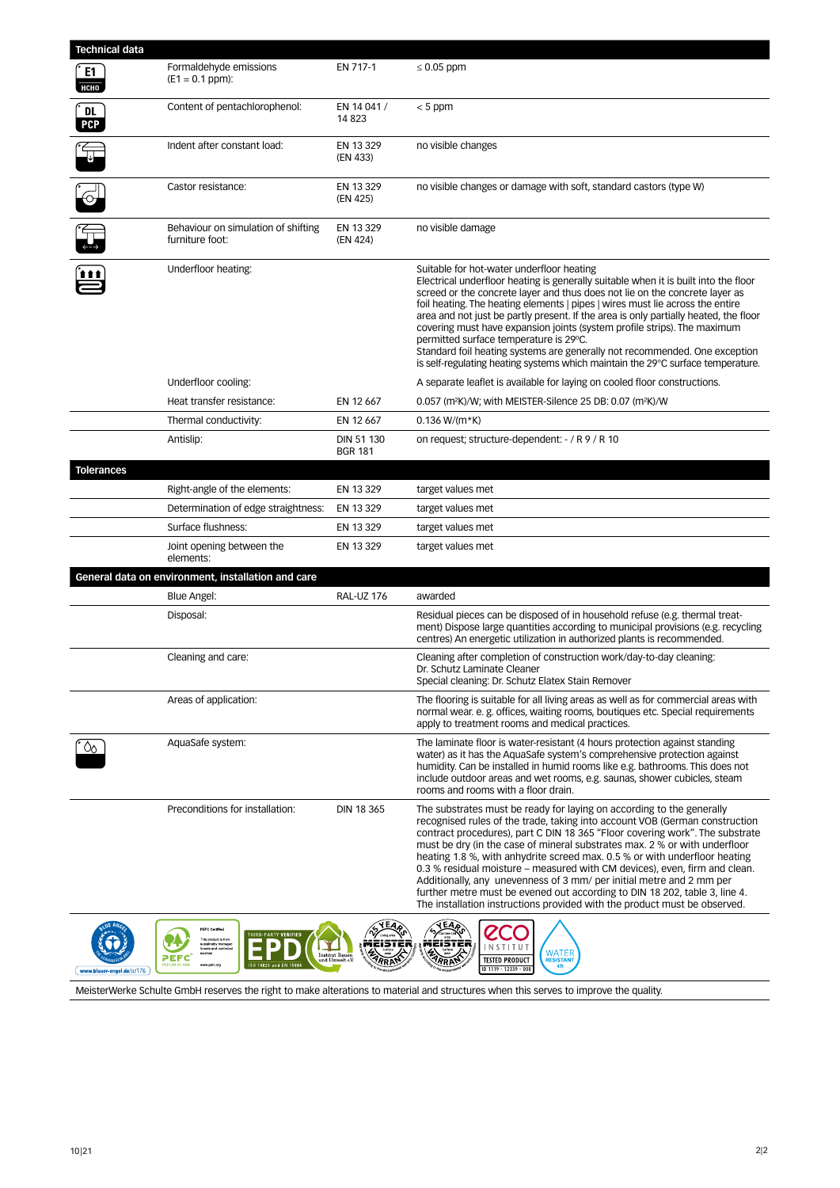## Technical data

| | | | |
|---|---|---|---|
| E1 HCHO | Formaldehyde emissions (E1 = 0.1 ppm): | EN 717-1 | ≤ 0.05 ppm |
| DL PCP | Content of pentachlorophenol: | EN 14 041 / 14 823 | < 5 ppm |
| | Indent after constant load: | EN 13 329 (EN 433) | no visible changes |
| | Castor resistance: | EN 13 329 (EN 425) | no visible changes or damage with soft, standard castors (type W) |
| | Behaviour on simulation of shifting furniture foot: | EN 13 329 (EN 424) | no visible damage |
| | Underfloor heating: | | Suitable for hot-water underfloor heating<br>Electrical underfloor heating is generally suitable when it is built into the floor screed or the concrete layer and thus does not lie on the concrete layer as foil heating. The heating elements \| pipes \| wires must lie across the entire area and not just be partly present. If the area is only partially heated, the floor covering must have expansion joints (system profile strips). The maximum permitted surface temperature is 29°C.<br>Standard foil heating systems are generally not recommended. One exception is self-regulating heating systems which maintain the 29°C surface temperature. |
| | Underfloor cooling: | | A separate leaflet is available for laying on cooled floor constructions. |
| | Heat transfer resistance: | EN 12 667 | 0.057 (m²K)/W; with MEISTER-Silence 25 DB: 0.07 (m²K)/W |
| | Thermal conductivity: | EN 12 667 | 0.136 W/(m*K) |
| | Antislip: | DIN 51 130 BGR 181 | on request; structure-dependent: - / R 9 / R 10 |

## Tolerances

| | | | |
|---|---|---|---|
| | Right-angle of the elements: | EN 13 329 | target values met |
| | Determination of edge straightness: | EN 13 329 | target values met |
| | Surface flushness: | EN 13 329 | target values met |
| | Joint opening between the elements: | EN 13 329 | target values met |

## General data on environment, installation and care

| | | | |
|---|---|---|---|
| | Blue Angel: | RAL-UZ 176 | awarded |
| | Disposal: | | Residual pieces can be disposed of in household refuse (e.g. thermal treatment) Dispose large quantities according to municipal provisions (e.g. recycling centres) An energetic utilization in authorized plants is recommended. |
| | Cleaning and care: | | Cleaning after completion of construction work/day-to-day cleaning:<br>Dr. Schutz Laminate Cleaner<br>Special cleaning: Dr. Schutz Elatex Stain Remover |
| | Areas of application: | | The flooring is suitable for all living areas as well as for commercial areas with normal wear. e. g. offices, waiting rooms, boutiques etc. Special requirements apply to treatment rooms and medical practices. |
| | AquaSafe system: | | The laminate floor is water-resistant (4 hours protection against standing water) as it has the AquaSafe system's comprehensive protection against humidity. Can be installed in humid rooms like e.g. bathrooms. This does not include outdoor areas and wet rooms, e.g. saunas, shower cubicles, steam rooms and rooms with a floor drain. |
| | Preconditions for installation: | DIN 18 365 | The substrates must be ready for laying on according to the generally recognised rules of the trade, taking into account VOB (German construction contract procedures), part C DIN 18 365 "Floor covering work". The substrate must be dry (in the case of mineral substrates max. 2 % or with underfloor heating 1.8 %, with anhydrite screed max. 0.5 % or with underfloor heating 0.3 % residual moisture – measured with CM devices), even, firm and clean. Additionally, any unevenness of 3 mm/ per initial metre and 2 mm per further metre must be evened out according to DIN 18 202, table 3, line 4. The installation instructions provided with the product must be observed. |

www.blauer-engel.de/uz176 · PEFC · EPD · 25 YEARS MEISTER WARRANTY · 5 YEARS MEISTER WARRANTY · eco INSTITUT TESTED PRODUCT ID 1119 - 12339 - 008 · WATER RESISTANT 4h

MeisterWerke Schulte GmbH reserves the right to make alterations to material and structures when this serves to improve the quality.

10|21